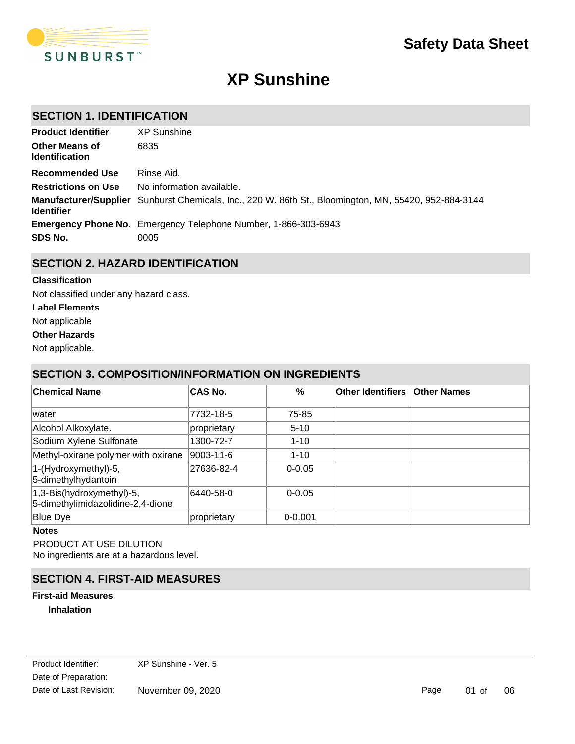# Safety Data Sheet

# XP Sunshine

## SECTION 1. IDENTIFICATION

| | |
|---|---|
| **Product Identifier** | XP Sunshine |
| **Other Means of Identification** | 6835 |
| **Recommended Use** | Rinse Aid. |
| **Restrictions on Use** | No information available. |
| **Manufacturer/Supplier Identifier** | Sunburst Chemicals, Inc., 220 W. 86th St., Bloomington, MN, 55420, 952-884-3144 |
| **Emergency Phone No.** | Emergency Telephone Number, 1-866-303-6943 |
| **SDS No.** | 0005 |

## SECTION 2. HAZARD IDENTIFICATION

**Classification**

Not classified under any hazard class.

**Label Elements**

Not applicable

**Other Hazards**

Not applicable.

## SECTION 3. COMPOSITION/INFORMATION ON INGREDIENTS

| Chemical Name | CAS No. | % | Other Identifiers | Other Names |
|---|---|---|---|---|
| water | 7732-18-5 | 75-85 | | |
| Alcohol Alkoxylate. | proprietary | 5-10 | | |
| Sodium Xylene Sulfonate | 1300-72-7 | 1-10 | | |
| Methyl-oxirane polymer with oxirane | 9003-11-6 | 1-10 | | |
| 1-(Hydroxymethyl)-5, 5-dimethylhydantoin | 27636-82-4 | 0-0.05 | | |
| 1,3-Bis(hydroxymethyl)-5, 5-dimethylimidazolidine-2,4-dione | 6440-58-0 | 0-0.05 | | |
| Blue Dye | proprietary | 0-0.001 | | |

**Notes**

PRODUCT AT USE DILUTION
No ingredients are at a hazardous level.

## SECTION 4. FIRST-AID MEASURES

**First-aid Measures**

**Inhalation**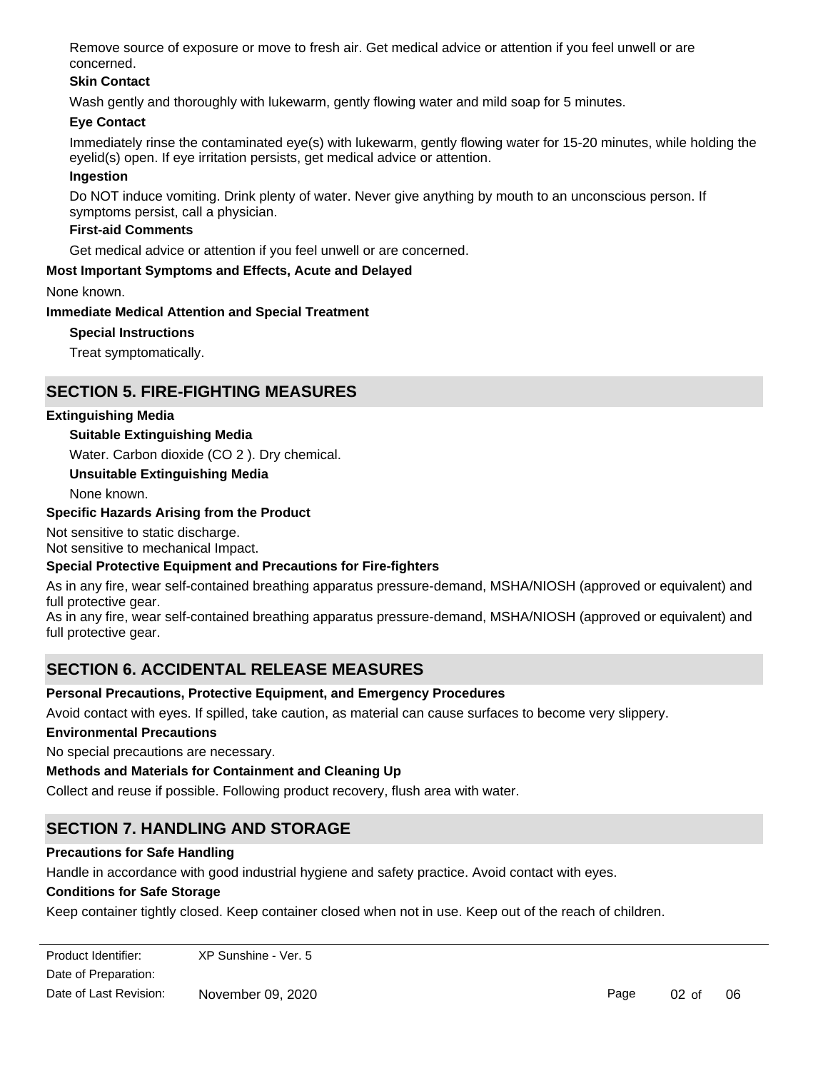Remove source of exposure or move to fresh air. Get medical advice or attention if you feel unwell or are concerned.

**Skin Contact**

Wash gently and thoroughly with lukewarm, gently flowing water and mild soap for 5 minutes.

**Eye Contact**

Immediately rinse the contaminated eye(s) with lukewarm, gently flowing water for 15-20 minutes, while holding the eyelid(s) open. If eye irritation persists, get medical advice or attention.

**Ingestion**

Do NOT induce vomiting. Drink plenty of water. Never give anything by mouth to an unconscious person. If symptoms persist, call a physician.

**First-aid Comments**

Get medical advice or attention if you feel unwell or are concerned.

**Most Important Symptoms and Effects, Acute and Delayed**

None known.

**Immediate Medical Attention and Special Treatment**

**Special Instructions**

Treat symptomatically.

## SECTION 5. FIRE-FIGHTING MEASURES

**Extinguishing Media**

**Suitable Extinguishing Media**

Water. Carbon dioxide ($CO_2$). Dry chemical.

**Unsuitable Extinguishing Media**

None known.

**Specific Hazards Arising from the Product**

Not sensitive to static discharge.
Not sensitive to mechanical Impact.

**Special Protective Equipment and Precautions for Fire-fighters**

As in any fire, wear self-contained breathing apparatus pressure-demand, MSHA/NIOSH (approved or equivalent) and full protective gear.
As in any fire, wear self-contained breathing apparatus pressure-demand, MSHA/NIOSH (approved or equivalent) and full protective gear.

## SECTION 6. ACCIDENTAL RELEASE MEASURES

**Personal Precautions, Protective Equipment, and Emergency Procedures**

Avoid contact with eyes. If spilled, take caution, as material can cause surfaces to become very slippery.

**Environmental Precautions**

No special precautions are necessary.

**Methods and Materials for Containment and Cleaning Up**

Collect and reuse if possible. Following product recovery, flush area with water.

## SECTION 7. HANDLING AND STORAGE

**Precautions for Safe Handling**

Handle in accordance with good industrial hygiene and safety practice. Avoid contact with eyes.

**Conditions for Safe Storage**

Keep container tightly closed. Keep container closed when not in use. Keep out of the reach of children.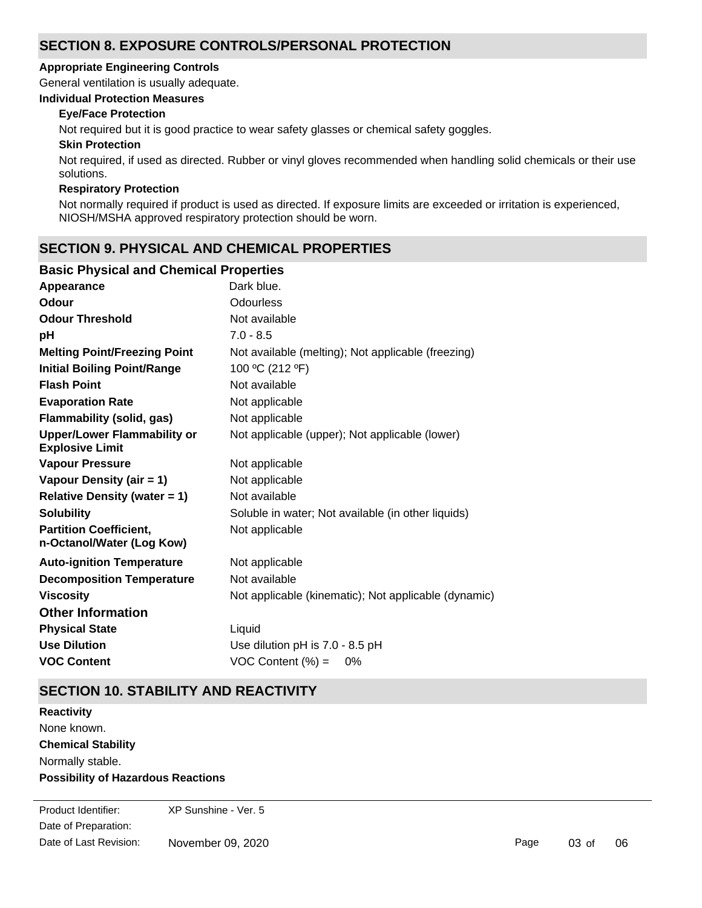## SECTION 8. EXPOSURE CONTROLS/PERSONAL PROTECTION

**Appropriate Engineering Controls**

General ventilation is usually adequate.

**Individual Protection Measures**

**Eye/Face Protection**

Not required but it is good practice to wear safety glasses or chemical safety goggles.

**Skin Protection**

Not required, if used as directed. Rubber or vinyl gloves recommended when handling solid chemicals or their use solutions.

**Respiratory Protection**

Not normally required if product is used as directed. If exposure limits are exceeded or irritation is experienced, NIOSH/MSHA approved respiratory protection should be worn.

## SECTION 9. PHYSICAL AND CHEMICAL PROPERTIES

### Basic Physical and Chemical Properties

| | |
|---|---|
| **Appearance** | Dark blue. |
| **Odour** | Odourless |
| **Odour Threshold** | Not available |
| **pH** | 7.0 - 8.5 |
| **Melting Point/Freezing Point** | Not available (melting); Not applicable (freezing) |
| **Initial Boiling Point/Range** | 100 ºC (212 ºF) |
| **Flash Point** | Not available |
| **Evaporation Rate** | Not applicable |
| **Flammability (solid, gas)** | Not applicable |
| **Upper/Lower Flammability or Explosive Limit** | Not applicable (upper); Not applicable (lower) |
| **Vapour Pressure** | Not applicable |
| **Vapour Density (air = 1)** | Not applicable |
| **Relative Density (water = 1)** | Not available |
| **Solubility** | Soluble in water; Not available (in other liquids) |
| **Partition Coefficient, n-Octanol/Water (Log Kow)** | Not applicable |
| **Auto-ignition Temperature** | Not applicable |
| **Decomposition Temperature** | Not available |
| **Viscosity** | Not applicable (kinematic); Not applicable (dynamic) |

### Other Information

| | |
|---|---|
| **Physical State** | Liquid |
| **Use Dilution** | Use dilution pH is 7.0 - 8.5 pH |
| **VOC Content** | VOC Content (%) = 0% |

## SECTION 10. STABILITY AND REACTIVITY

**Reactivity**

None known.

**Chemical Stability**

Normally stable.

**Possibility of Hazardous Reactions**

Product Identifier: XP Sunshine - Ver. 5
Date of Preparation:
Date of Last Revision: November 09, 2020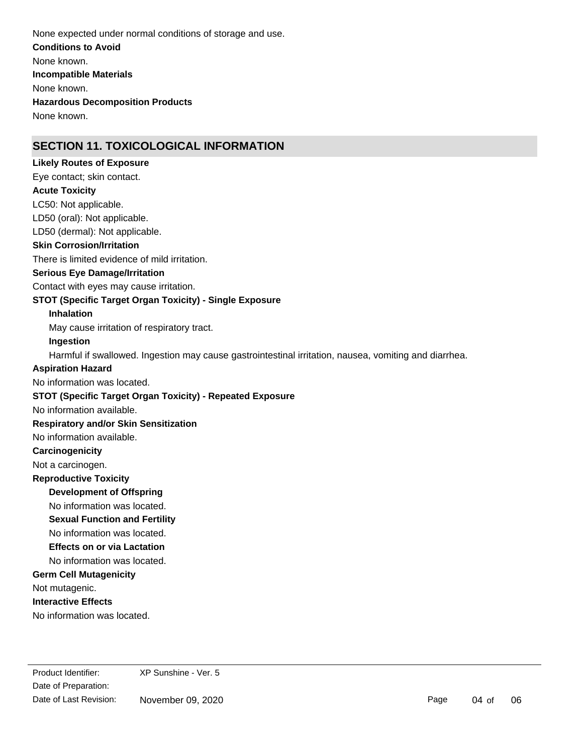None expected under normal conditions of storage and use.

**Conditions to Avoid**

None known.

**Incompatible Materials**

None known.

**Hazardous Decomposition Products**

None known.

## SECTION 11. TOXICOLOGICAL INFORMATION

**Likely Routes of Exposure**

Eye contact; skin contact.

**Acute Toxicity**

LC50: Not applicable.

LD50 (oral): Not applicable.

LD50 (dermal): Not applicable.

**Skin Corrosion/Irritation**

There is limited evidence of mild irritation.

**Serious Eye Damage/Irritation**

Contact with eyes may cause irritation.

**STOT (Specific Target Organ Toxicity) - Single Exposure**

**Inhalation**

May cause irritation of respiratory tract.

**Ingestion**

Harmful if swallowed. Ingestion may cause gastrointestinal irritation, nausea, vomiting and diarrhea.

**Aspiration Hazard**

No information was located.

**STOT (Specific Target Organ Toxicity) - Repeated Exposure**

No information available.

**Respiratory and/or Skin Sensitization**

No information available.

**Carcinogenicity**

Not a carcinogen.

**Reproductive Toxicity**

**Development of Offspring**

No information was located.

**Sexual Function and Fertility**

No information was located.

**Effects on or via Lactation**

No information was located.

**Germ Cell Mutagenicity**

Not mutagenic.

**Interactive Effects**

No information was located.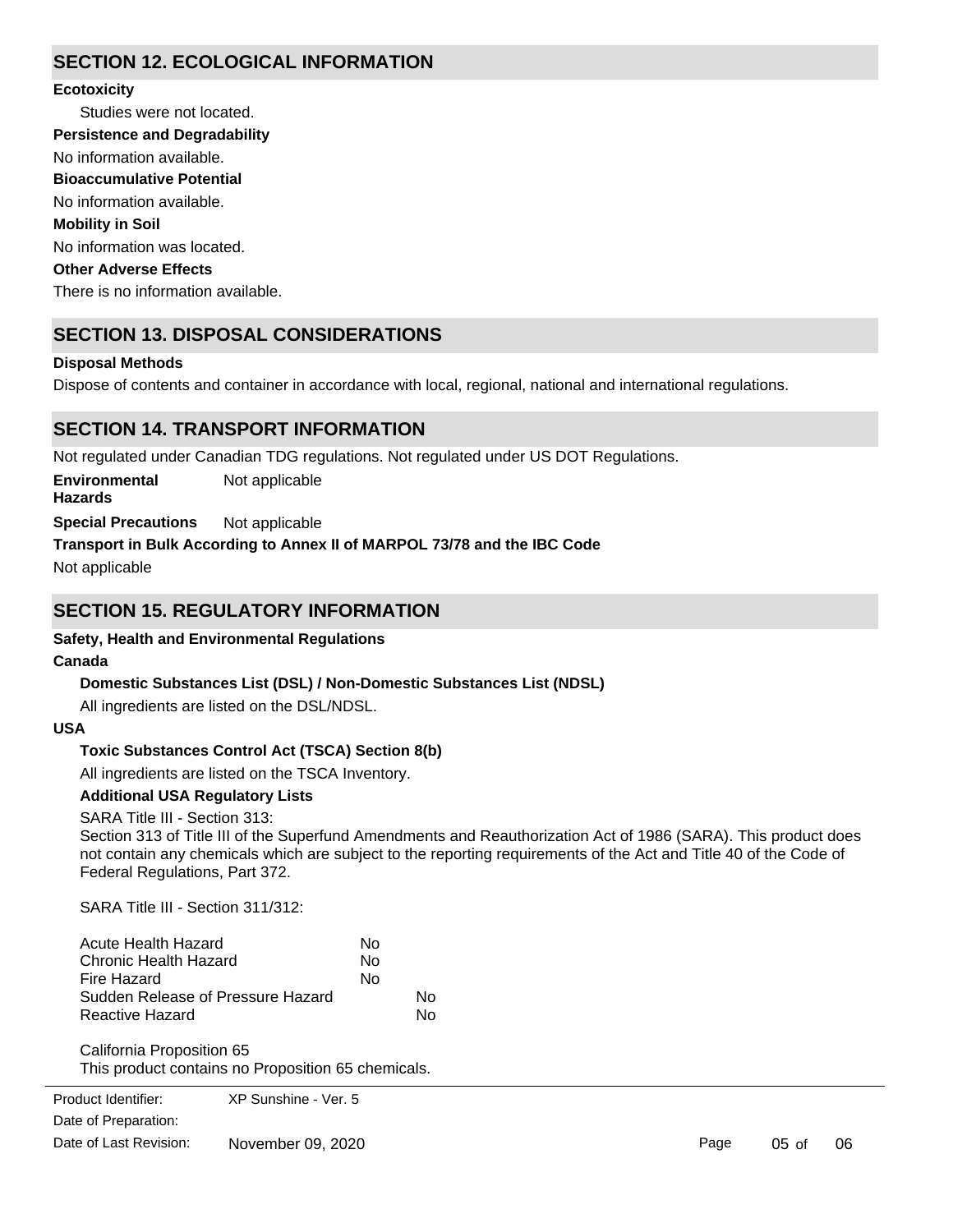## SECTION 12. ECOLOGICAL INFORMATION

**Ecotoxicity**

Studies were not located.

**Persistence and Degradability**

No information available.

**Bioaccumulative Potential**

No information available.

**Mobility in Soil**

No information was located.

**Other Adverse Effects**

There is no information available.

## SECTION 13. DISPOSAL CONSIDERATIONS

**Disposal Methods**

Dispose of contents and container in accordance with local, regional, national and international regulations.

## SECTION 14. TRANSPORT INFORMATION

Not regulated under Canadian TDG regulations. Not regulated under US DOT Regulations.

**Environmental Hazards** Not applicable

**Special Precautions** Not applicable

**Transport in Bulk According to Annex II of MARPOL 73/78 and the IBC Code**

Not applicable

## SECTION 15. REGULATORY INFORMATION

**Safety, Health and Environmental Regulations**

**Canada**

**Domestic Substances List (DSL) / Non-Domestic Substances List (NDSL)**

All ingredients are listed on the DSL/NDSL.

**USA**

**Toxic Substances Control Act (TSCA) Section 8(b)**

All ingredients are listed on the TSCA Inventory.

**Additional USA Regulatory Lists**

SARA Title III - Section 313:
Section 313 of Title III of the Superfund Amendments and Reauthorization Act of 1986 (SARA). This product does not contain any chemicals which are subject to the reporting requirements of the Act and Title 40 of the Code of Federal Regulations, Part 372.

SARA Title III - Section 311/312:

| | |
|---|---|
| Acute Health Hazard | No |
| Chronic Health Hazard | No |
| Fire Hazard | No |
| Sudden Release of Pressure Hazard | No |
| Reactive Hazard | No |

California Proposition 65
This product contains no Proposition 65 chemicals.

Product Identifier: XP Sunshine - Ver. 5
Date of Preparation:
Date of Last Revision: November 09, 2020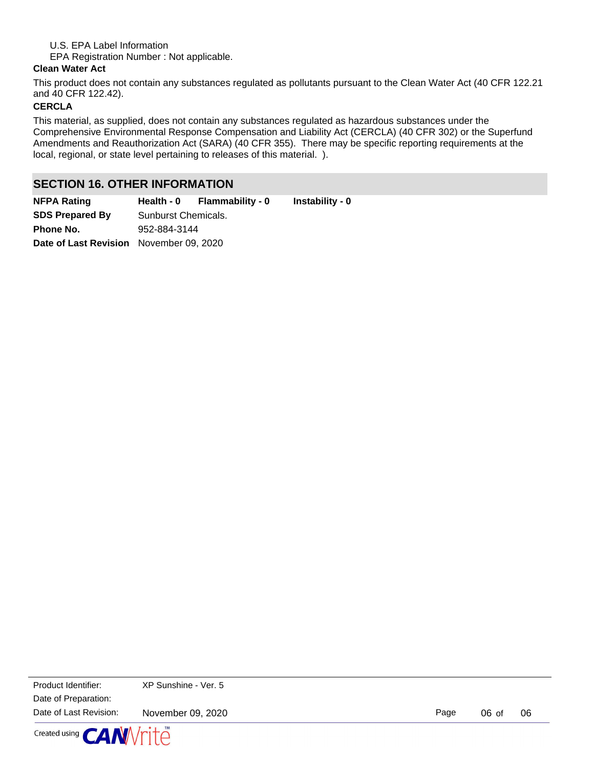U.S. EPA Label Information

EPA Registration Number : Not applicable.

**Clean Water Act**

This product does not contain any substances regulated as pollutants pursuant to the Clean Water Act (40 CFR 122.21 and 40 CFR 122.42).

**CERCLA**

This material, as supplied, does not contain any substances regulated as hazardous substances under the Comprehensive Environmental Response Compensation and Liability Act (CERCLA) (40 CFR 302) or the Superfund Amendments and Reauthorization Act (SARA) (40 CFR 355). There may be specific reporting requirements at the local, regional, or state level pertaining to releases of this material. ).

## SECTION 16. OTHER INFORMATION

| | | | |
|---|---|---|---|
| **NFPA Rating** | **Health - 0** | **Flammability - 0** | **Instability - 0** |
| **SDS Prepared By** | Sunburst Chemicals. | | |
| **Phone No.** | 952-884-3144 | | |
| **Date of Last Revision** | November 09, 2020 | | |